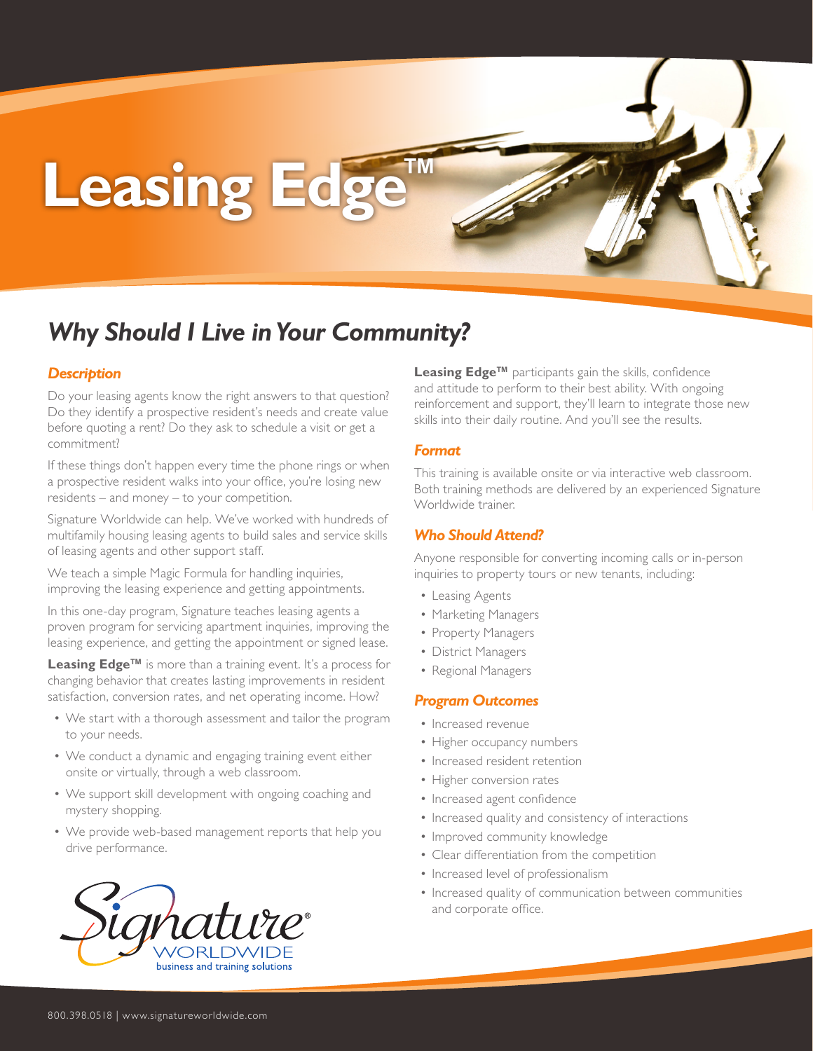# Leasing Edge™

## *Why Should I Live in Your Community?*

### *Description*

Do your leasing agents know the right answers to that question? Do they identify a prospective resident's needs and create value before quoting a rent? Do they ask to schedule a visit or get a commitment?

If these things don't happen every time the phone rings or when a prospective resident walks into your office, you're losing new residents – and money – to your competition.

Signature Worldwide can help. We've worked with hundreds of multifamily housing leasing agents to build sales and service skills of leasing agents and other support staff.

We teach a simple Magic Formula for handling inquiries, improving the leasing experience and getting appointments.

In this one-day program, Signature teaches leasing agents a proven program for servicing apartment inquiries, improving the leasing experience, and getting the appointment or signed lease.

**Leasing Edge™** is more than a training event. It's a process for changing behavior that creates lasting improvements in resident satisfaction, conversion rates, and net operating income. How?

- We start with a thorough assessment and tailor the program to your needs.
- We conduct a dynamic and engaging training event either onsite or virtually, through a web classroom.
- We support skill development with ongoing coaching and mystery shopping.
- We provide web-based management reports that help you drive performance.

**Leasing Edge™** participants gain the skills, confidence and attitude to perform to their best ability. With ongoing reinforcement and support, they'll learn to integrate those new skills into their daily routine. And you'll see the results.

### *Format*

This training is available onsite or via interactive web classroom. Both training methods are delivered by an experienced Signature Worldwide trainer.

### *Who Should Attend?*

Anyone responsible for converting incoming calls or in-person inquiries to property tours or new tenants, including:

- Leasing Agents
- Marketing Managers
- Property Managers
- District Managers
- Regional Managers

### *Program Outcomes*

- Increased revenue
- Higher occupancy numbers
- Increased resident retention
- Higher conversion rates
- Increased agent confidence
- Increased quality and consistency of interactions
- Improved community knowledge
- Clear differentiation from the competition
- Increased level of professionalism
- Increased quality of communication between communities and corporate office.

Signature® WORLDWIDE
business and training solutions

800.398.0518 | www.signatureworldwide.com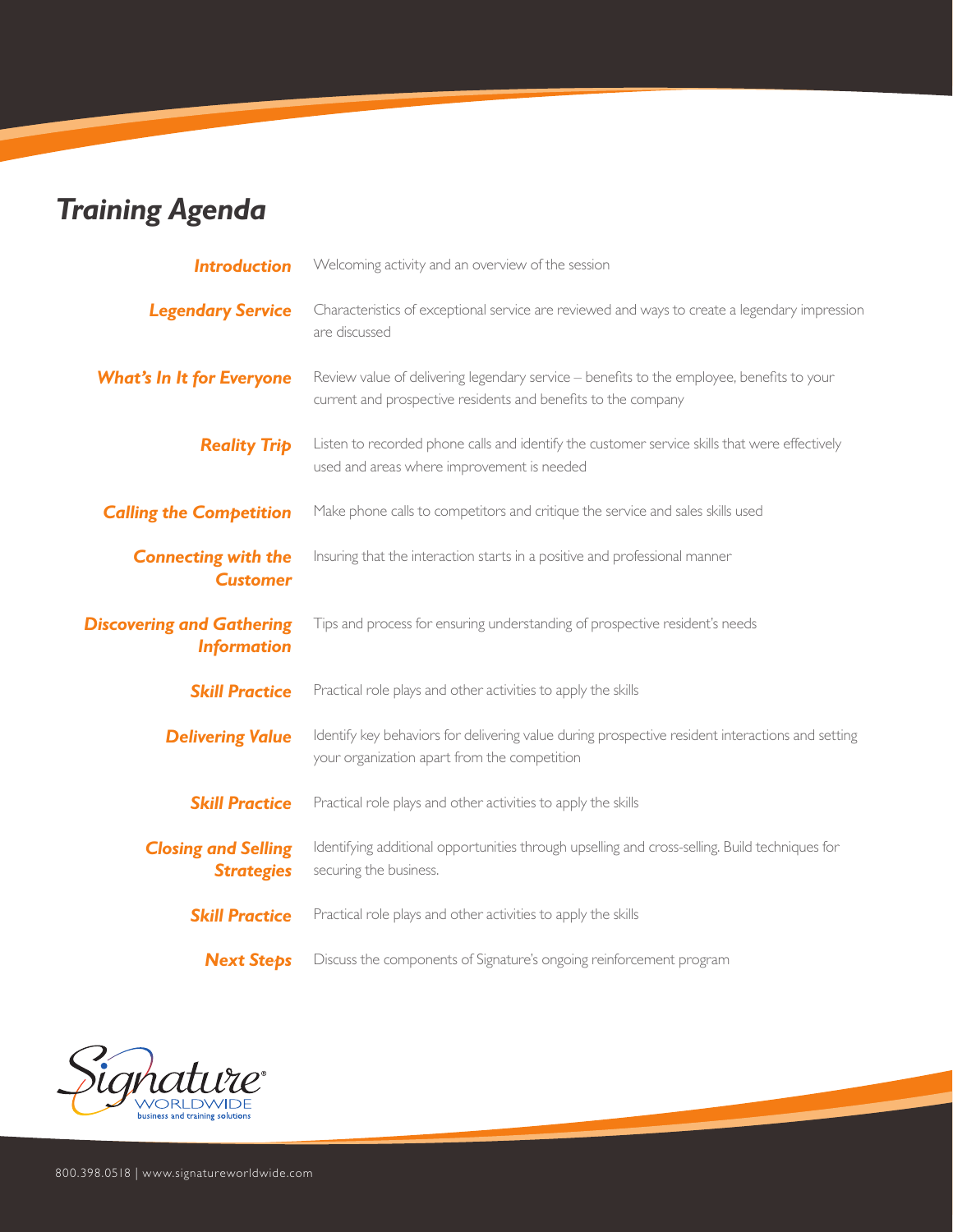# Training Agenda

| | |
|---|---|
| ***Introduction*** | Welcoming activity and an overview of the session |
| ***Legendary Service*** | Characteristics of exceptional service are reviewed and ways to create a legendary impression are discussed |
| ***What's In It for Everyone*** | Review value of delivering legendary service – benefits to the employee, benefits to your current and prospective residents and benefits to the company |
| ***Reality Trip*** | Listen to recorded phone calls and identify the customer service skills that were effectively used and areas where improvement is needed |
| ***Calling the Competition*** | Make phone calls to competitors and critique the service and sales skills used |
| ***Connecting with the Customer*** | Insuring that the interaction starts in a positive and professional manner |
| ***Discovering and Gathering Information*** | Tips and process for ensuring understanding of prospective resident's needs |
| ***Skill Practice*** | Practical role plays and other activities to apply the skills |
| ***Delivering Value*** | Identify key behaviors for delivering value during prospective resident interactions and setting your organization apart from the competition |
| ***Skill Practice*** | Practical role plays and other activities to apply the skills |
| ***Closing and Selling Strategies*** | Identifying additional opportunities through upselling and cross-selling. Build techniques for securing the business. |
| ***Skill Practice*** | Practical role plays and other activities to apply the skills |
| ***Next Steps*** | Discuss the components of Signature's ongoing reinforcement program |

Signature® WORLDWIDE business and training solutions

800.398.0518 | www.signatureworldwide.com